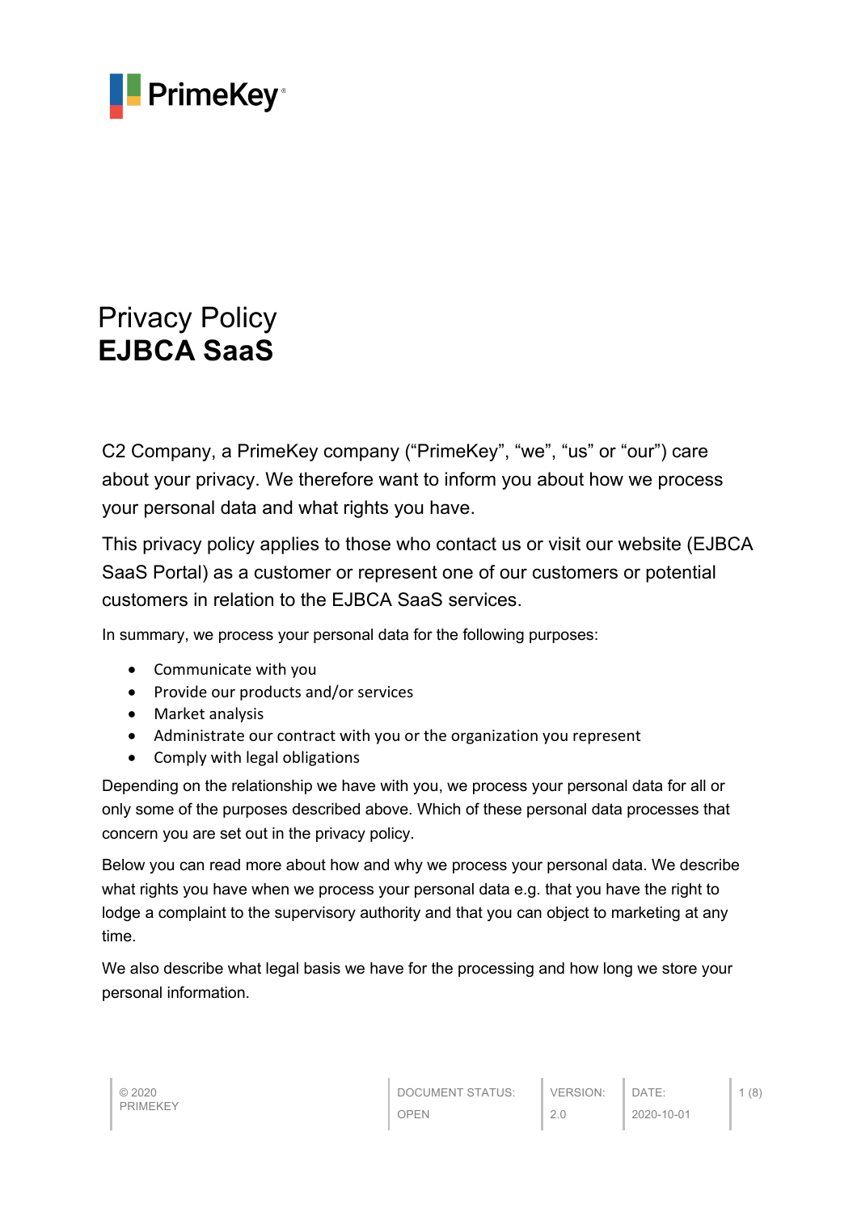PrimeKey

# Privacy Policy
# **EJBCA SaaS**

C2 Company, a PrimeKey company ("PrimeKey", "we", "us" or "our") care about your privacy. We therefore want to inform you about how we process your personal data and what rights you have.

This privacy policy applies to those who contact us or visit our website (EJBCA SaaS Portal) as a customer or represent one of our customers or potential customers in relation to the EJBCA SaaS services.

In summary, we process your personal data for the following purposes:

- Communicate with you
- Provide our products and/or services
- Market analysis
- Administrate our contract with you or the organization you represent
- Comply with legal obligations

Depending on the relationship we have with you, we process your personal data for all or only some of the purposes described above. Which of these personal data processes that concern you are set out in the privacy policy.

Below you can read more about how and why we process your personal data. We describe what rights you have when we process your personal data e.g. that you have the right to lodge a complaint to the supervisory authority and that you can object to marketing at any time.

We also describe what legal basis we have for the processing and how long we store your personal information.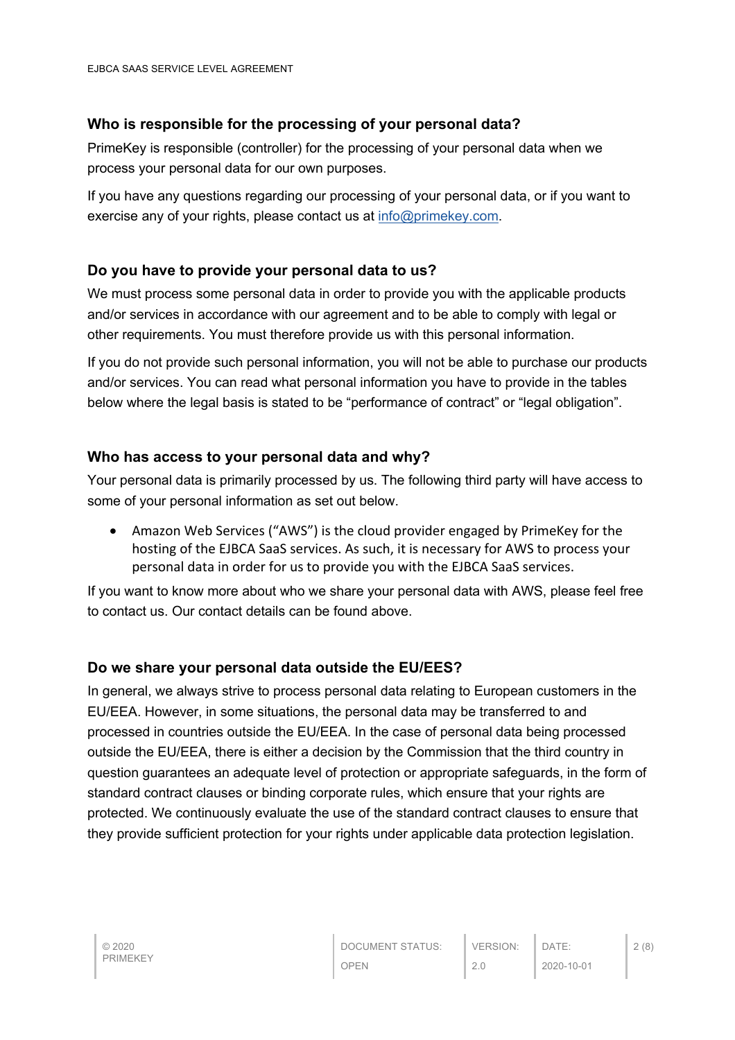### Who is responsible for the processing of your personal data?

PrimeKey is responsible (controller) for the processing of your personal data when we process your personal data for our own purposes.

If you have any questions regarding our processing of your personal data, or if you want to exercise any of your rights, please contact us at info@primekey.com.

### Do you have to provide your personal data to us?

We must process some personal data in order to provide you with the applicable products and/or services in accordance with our agreement and to be able to comply with legal or other requirements. You must therefore provide us with this personal information.

If you do not provide such personal information, you will not be able to purchase our products and/or services. You can read what personal information you have to provide in the tables below where the legal basis is stated to be "performance of contract" or "legal obligation".

### Who has access to your personal data and why?

Your personal data is primarily processed by us. The following third party will have access to some of your personal information as set out below.

- Amazon Web Services ("AWS") is the cloud provider engaged by PrimeKey for the hosting of the EJBCA SaaS services. As such, it is necessary for AWS to process your personal data in order for us to provide you with the EJBCA SaaS services.

If you want to know more about who we share your personal data with AWS, please feel free to contact us. Our contact details can be found above.

### Do we share your personal data outside the EU/EES?

In general, we always strive to process personal data relating to European customers in the EU/EEA. However, in some situations, the personal data may be transferred to and processed in countries outside the EU/EEA. In the case of personal data being processed outside the EU/EEA, there is either a decision by the Commission that the third country in question guarantees an adequate level of protection or appropriate safeguards, in the form of standard contract clauses or binding corporate rules, which ensure that your rights are protected. We continuously evaluate the use of the standard contract clauses to ensure that they provide sufficient protection for your rights under applicable data protection legislation.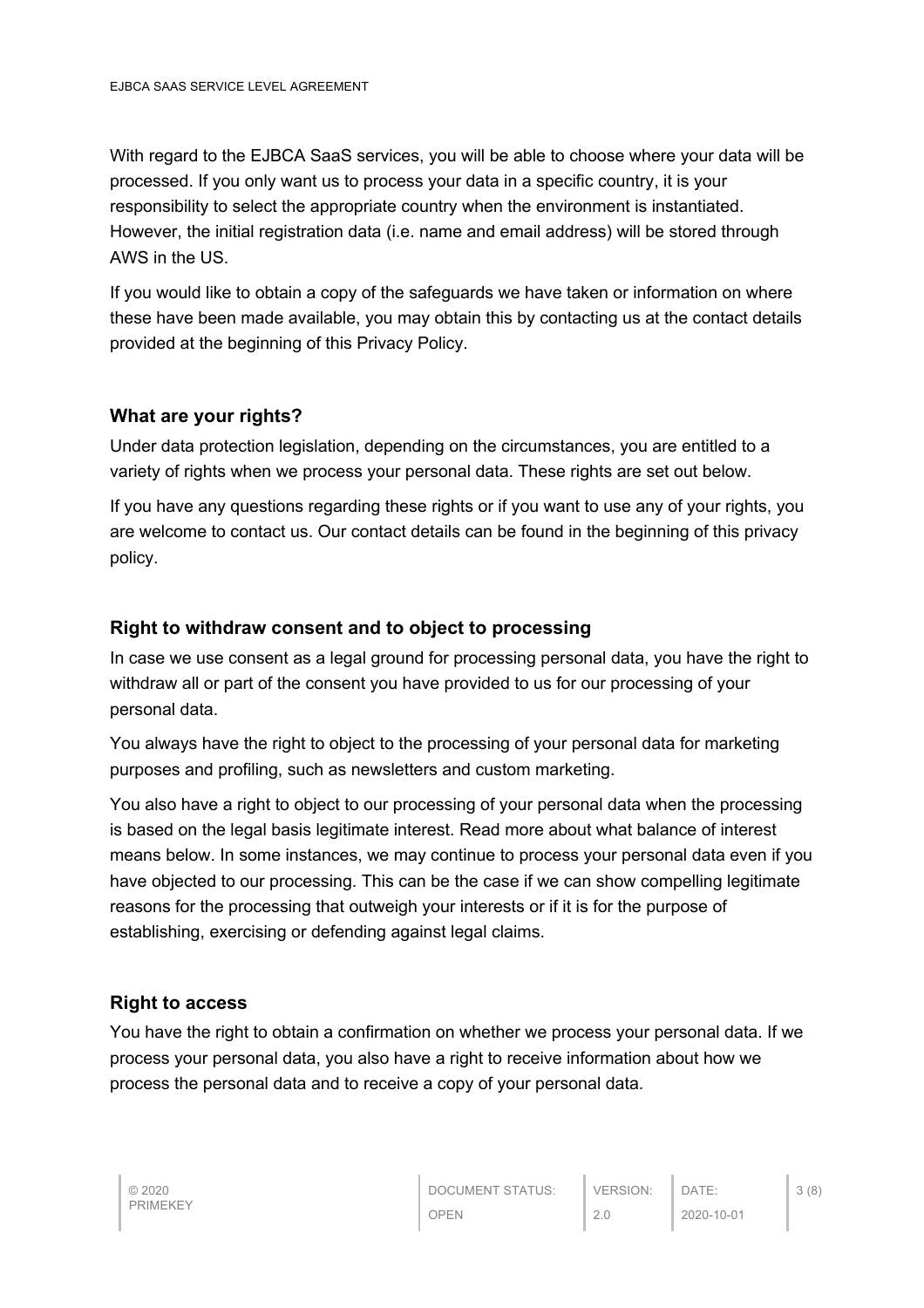With regard to the EJBCA SaaS services, you will be able to choose where your data will be processed. If you only want us to process your data in a specific country, it is your responsibility to select the appropriate country when the environment is instantiated. However, the initial registration data (i.e. name and email address) will be stored through AWS in the US.

If you would like to obtain a copy of the safeguards we have taken or information on where these have been made available, you may obtain this by contacting us at the contact details provided at the beginning of this Privacy Policy.

### What are your rights?

Under data protection legislation, depending on the circumstances, you are entitled to a variety of rights when we process your personal data. These rights are set out below.

If you have any questions regarding these rights or if you want to use any of your rights, you are welcome to contact us. Our contact details can be found in the beginning of this privacy policy.

### Right to withdraw consent and to object to processing

In case we use consent as a legal ground for processing personal data, you have the right to withdraw all or part of the consent you have provided to us for our processing of your personal data.

You always have the right to object to the processing of your personal data for marketing purposes and profiling, such as newsletters and custom marketing.

You also have a right to object to our processing of your personal data when the processing is based on the legal basis legitimate interest. Read more about what balance of interest means below. In some instances, we may continue to process your personal data even if you have objected to our processing. This can be the case if we can show compelling legitimate reasons for the processing that outweigh your interests or if it is for the purpose of establishing, exercising or defending against legal claims.

### Right to access

You have the right to obtain a confirmation on whether we process your personal data. If we process your personal data, you also have a right to receive information about how we process the personal data and to receive a copy of your personal data.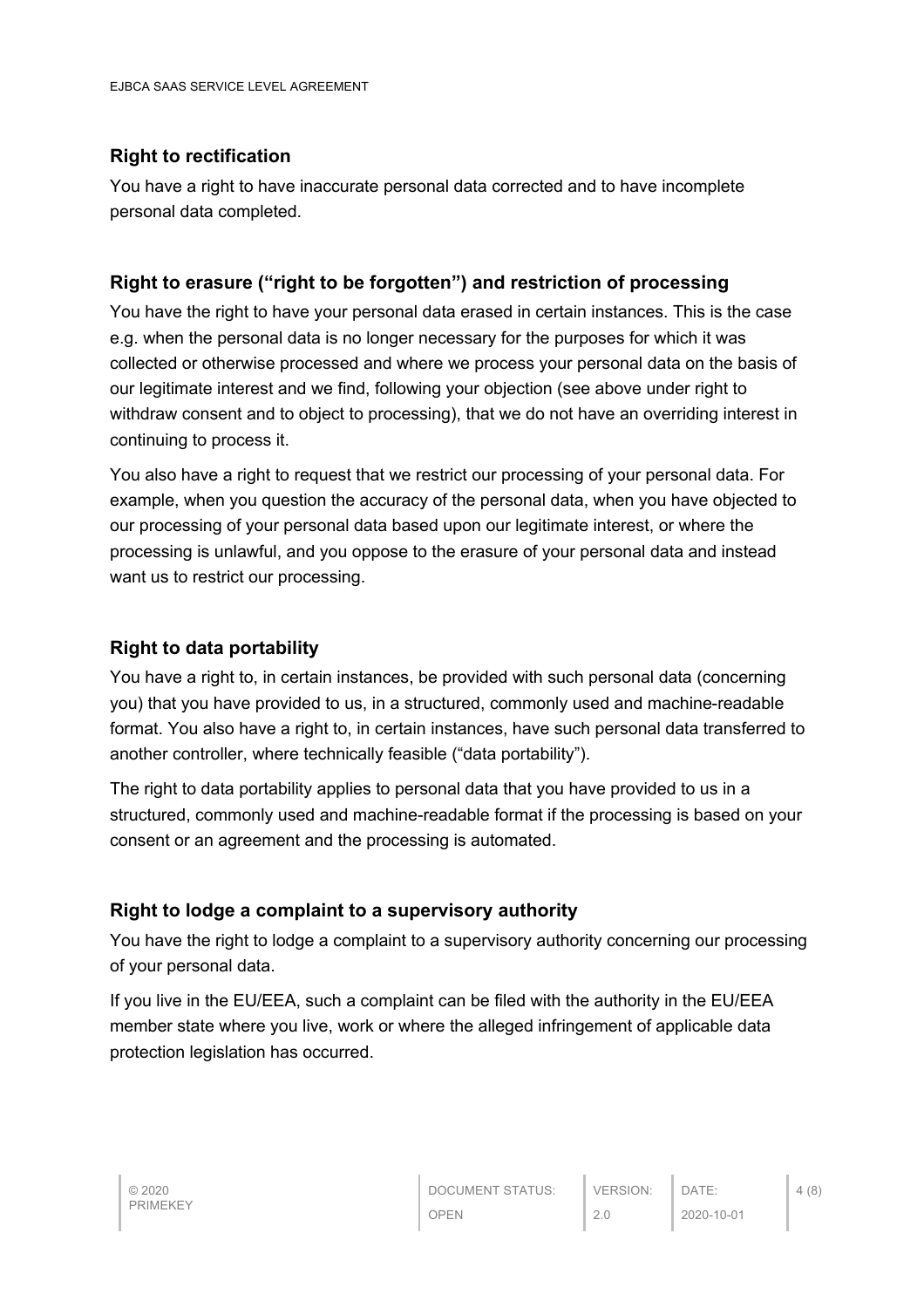### Right to rectification

You have a right to have inaccurate personal data corrected and to have incomplete personal data completed.

### Right to erasure ("right to be forgotten") and restriction of processing

You have the right to have your personal data erased in certain instances. This is the case e.g. when the personal data is no longer necessary for the purposes for which it was collected or otherwise processed and where we process your personal data on the basis of our legitimate interest and we find, following your objection (see above under right to withdraw consent and to object to processing), that we do not have an overriding interest in continuing to process it.

You also have a right to request that we restrict our processing of your personal data. For example, when you question the accuracy of the personal data, when you have objected to our processing of your personal data based upon our legitimate interest, or where the processing is unlawful, and you oppose to the erasure of your personal data and instead want us to restrict our processing.

### Right to data portability

You have a right to, in certain instances, be provided with such personal data (concerning you) that you have provided to us, in a structured, commonly used and machine-readable format. You also have a right to, in certain instances, have such personal data transferred to another controller, where technically feasible ("data portability").

The right to data portability applies to personal data that you have provided to us in a structured, commonly used and machine-readable format if the processing is based on your consent or an agreement and the processing is automated.

### Right to lodge a complaint to a supervisory authority

You have the right to lodge a complaint to a supervisory authority concerning our processing of your personal data.

If you live in the EU/EEA, such a complaint can be filed with the authority in the EU/EEA member state where you live, work or where the alleged infringement of applicable data protection legislation has occurred.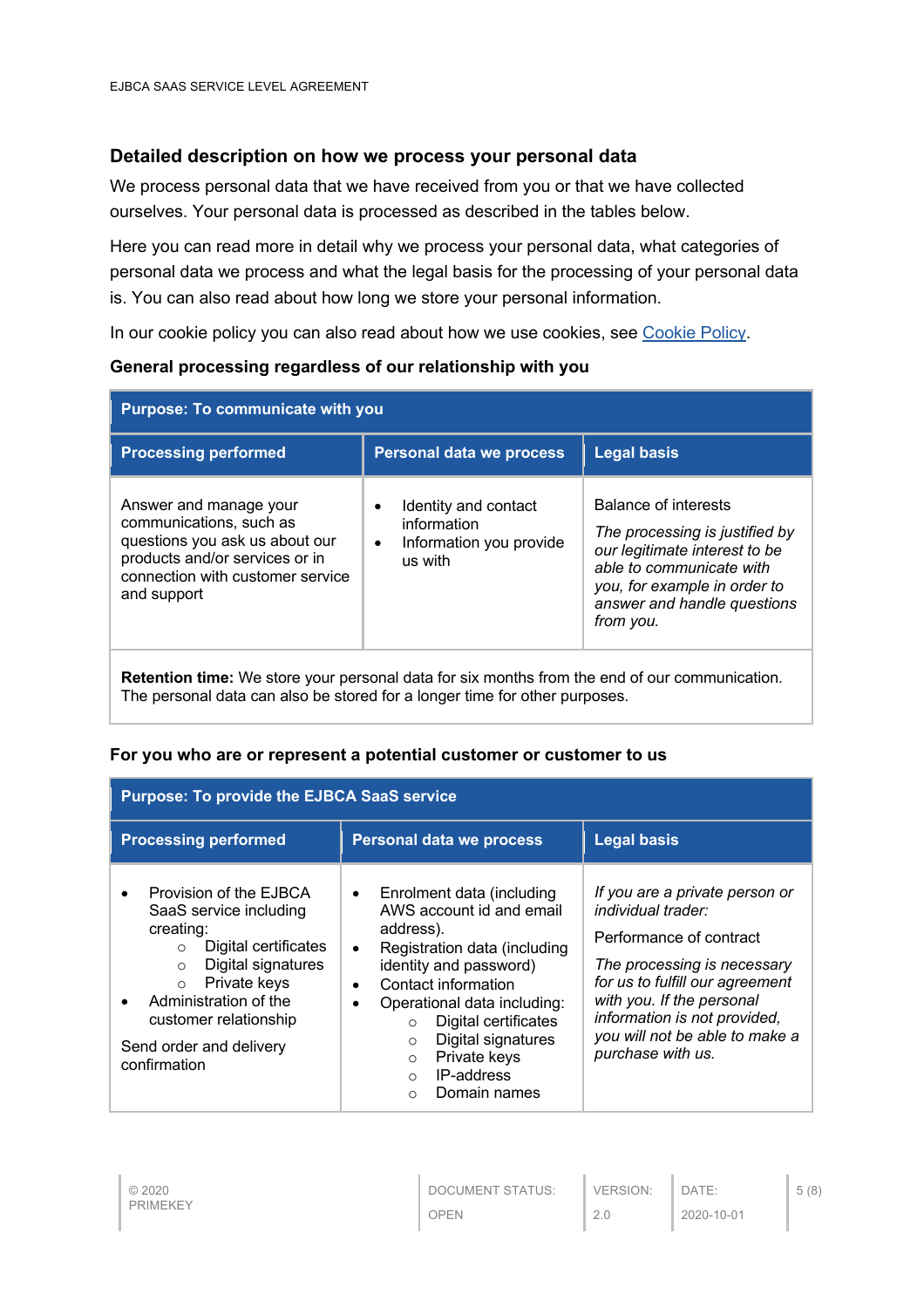## Detailed description on how we process your personal data

We process personal data that we have received from you or that we have collected ourselves. Your personal data is processed as described in the tables below.

Here you can read more in detail why we process your personal data, what categories of personal data we process and what the legal basis for the processing of your personal data is. You can also read about how long we store your personal information.

In our cookie policy you can also read about how we use cookies, see Cookie Policy.

### General processing regardless of our relationship with you

| **Purpose: To communicate with you** | | |
|---|---|---|
| **Processing performed** | **Personal data we process** | **Legal basis** |
| Answer and manage your communications, such as questions you ask us about our products and/or services or in connection with customer service and support | • Identity and contact information<br>• Information you provide us with | Balance of interests<br>*The processing is justified by our legitimate interest to be able to communicate with you, for example in order to answer and handle questions from you.* |
| **Retention time:** We store your personal data for six months from the end of our communication. The personal data can also be stored for a longer time for other purposes. | | |

### For you who are or represent a potential customer or customer to us

| **Purpose: To provide the EJBCA SaaS service** | | |
|---|---|---|
| **Processing performed** | **Personal data we process** | **Legal basis** |
| • Provision of the EJBCA SaaS service including creating:<br>  ○ Digital certificates<br>  ○ Digital signatures<br>  ○ Private keys<br>• Administration of the customer relationship<br><br>Send order and delivery confirmation | • Enrolment data (including AWS account id and email address).<br>• Registration data (including identity and password)<br>• Contact information<br>• Operational data including:<br>  ○ Digital certificates<br>  ○ Digital signatures<br>  ○ Private keys<br>  ○ IP-address<br>  ○ Domain names | *If you are a private person or individual trader:*<br><br>Performance of contract<br><br>*The processing is necessary for us to fulfill our agreement with you. If the personal information is not provided, you will not be able to make a purchase with us.* |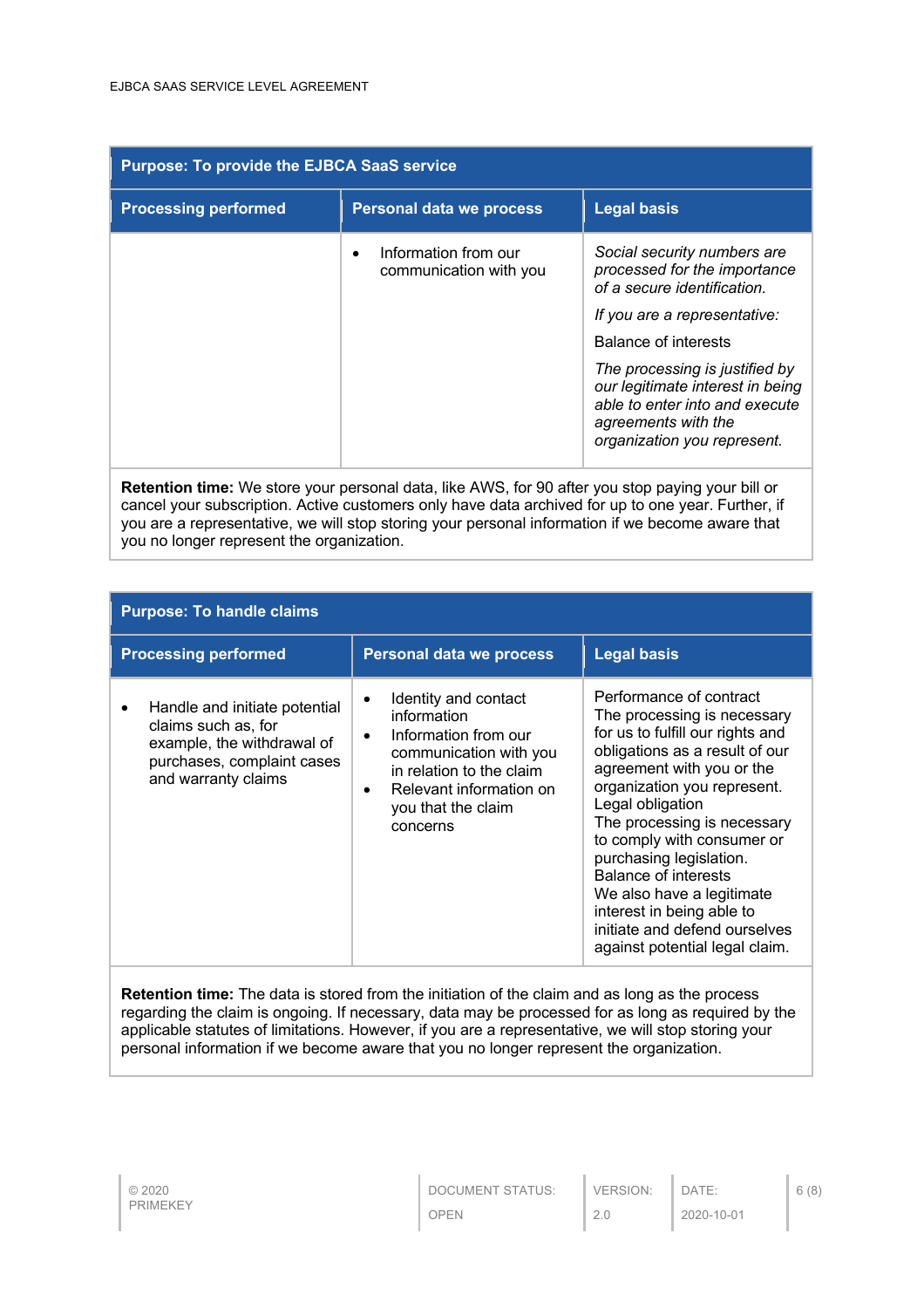| Purpose: To provide the EJBCA SaaS service | | |
|---|---|---|
| **Processing performed** | **Personal data we process** | **Legal basis** |
| | • Information from our communication with you | *Social security numbers are processed for the importance of a secure identification.*<br>*If you are a representative:*<br>Balance of interests<br>*The processing is justified by our legitimate interest in being able to enter into and execute agreements with the organization you represent.* |
| **Retention time:** We store your personal data, like AWS, for 90 after you stop paying your bill or cancel your subscription. Active customers only have data archived for up to one year. Further, if you are a representative, we will stop storing your personal information if we become aware that you no longer represent the organization. | | |

| Purpose: To handle claims | | |
|---|---|---|
| **Processing performed** | **Personal data we process** | **Legal basis** |
| • Handle and initiate potential claims such as, for example, the withdrawal of purchases, complaint cases and warranty claims | • Identity and contact information<br>• Information from our communication with you in relation to the claim<br>• Relevant information on you that the claim concerns | Performance of contract<br>The processing is necessary for us to fulfill our rights and obligations as a result of our agreement with you or the organization you represent.<br>Legal obligation<br>The processing is necessary to comply with consumer or purchasing legislation.<br>Balance of interests<br>We also have a legitimate interest in being able to initiate and defend ourselves against potential legal claim. |
| **Retention time:** The data is stored from the initiation of the claim and as long as the process regarding the claim is ongoing. If necessary, data may be processed for as long as required by the applicable statutes of limitations. However, if you are a representative, we will stop storing your personal information if we become aware that you no longer represent the organization. | | |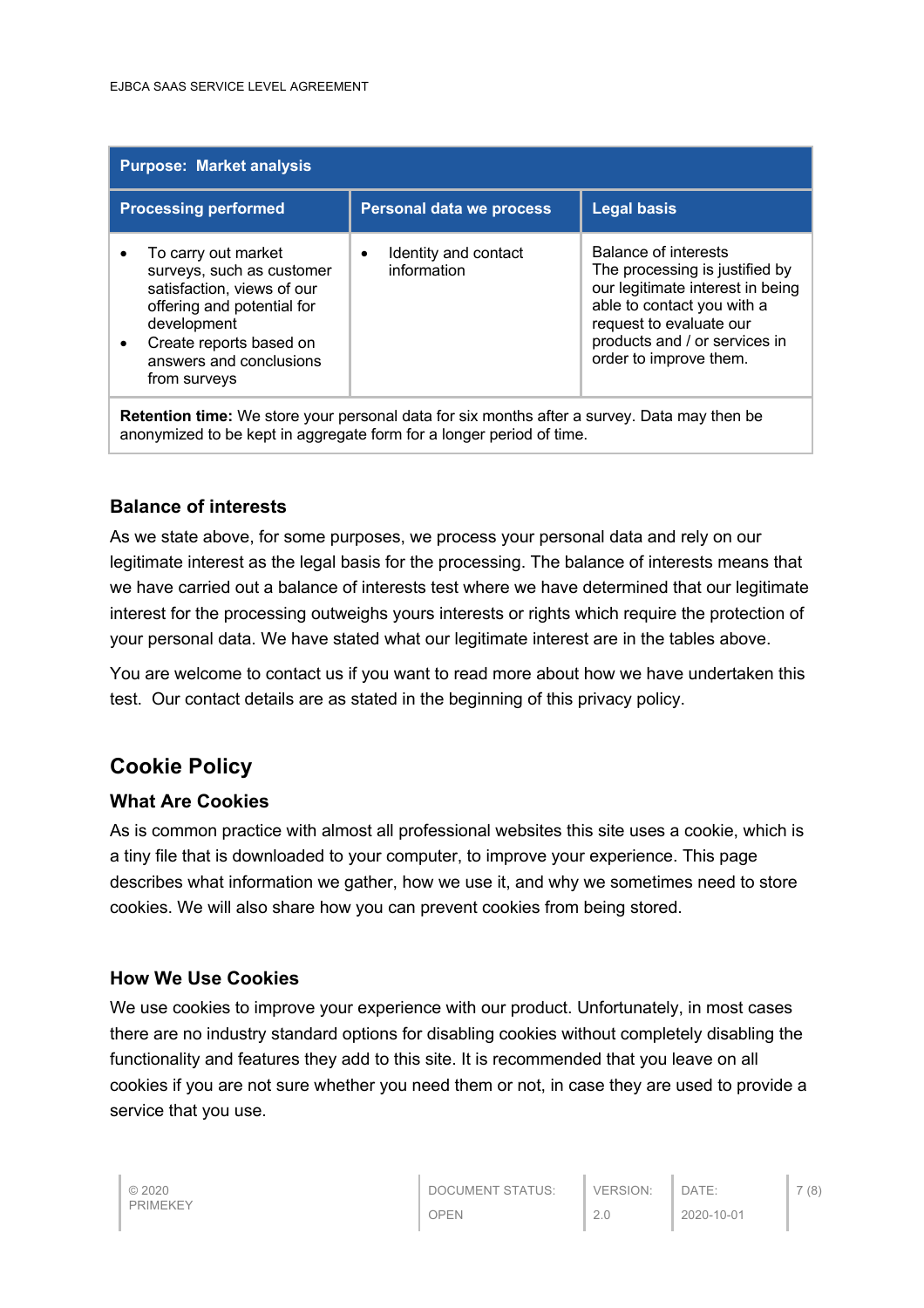| Purpose: Market analysis | | |
|---|---|---|
| **Processing performed** | **Personal data we process** | **Legal basis** |
| • To carry out market surveys, such as customer satisfaction, views of our offering and potential for development<br>• Create reports based on answers and conclusions from surveys | • Identity and contact information | Balance of interests<br>The processing is justified by our legitimate interest in being able to contact you with a request to evaluate our products and / or services in order to improve them. |
| **Retention time:** We store your personal data for six months after a survey. Data may then be anonymized to be kept in aggregate form for a longer period of time. | | |

### Balance of interests

As we state above, for some purposes, we process your personal data and rely on our legitimate interest as the legal basis for the processing. The balance of interests means that we have carried out a balance of interests test where we have determined that our legitimate interest for the processing outweighs yours interests or rights which require the protection of your personal data. We have stated what our legitimate interest are in the tables above.

You are welcome to contact us if you want to read more about how we have undertaken this test. Our contact details are as stated in the beginning of this privacy policy.

## Cookie Policy

### What Are Cookies

As is common practice with almost all professional websites this site uses a cookie, which is a tiny file that is downloaded to your computer, to improve your experience. This page describes what information we gather, how we use it, and why we sometimes need to store cookies. We will also share how you can prevent cookies from being stored.

### How We Use Cookies

We use cookies to improve your experience with our product. Unfortunately, in most cases there are no industry standard options for disabling cookies without completely disabling the functionality and features they add to this site. It is recommended that you leave on all cookies if you are not sure whether you need them or not, in case they are used to provide a service that you use.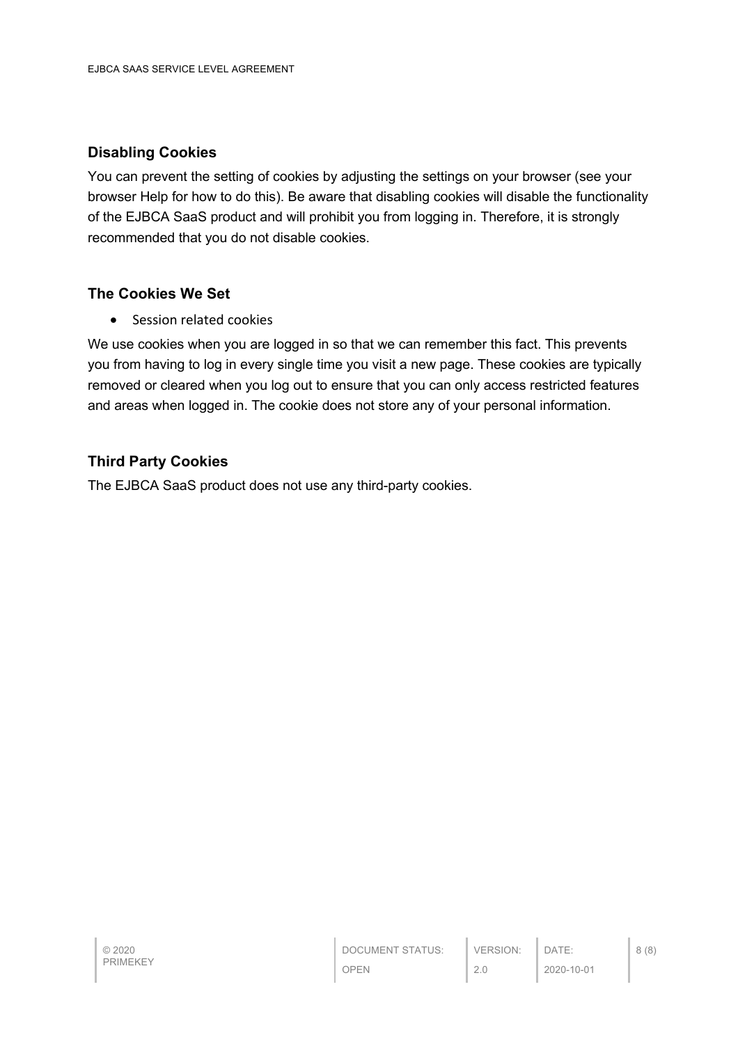## Disabling Cookies

You can prevent the setting of cookies by adjusting the settings on your browser (see your browser Help for how to do this). Be aware that disabling cookies will disable the functionality of the EJBCA SaaS product and will prohibit you from logging in. Therefore, it is strongly recommended that you do not disable cookies.

## The Cookies We Set

- Session related cookies

We use cookies when you are logged in so that we can remember this fact. This prevents you from having to log in every single time you visit a new page. These cookies are typically removed or cleared when you log out to ensure that you can only access restricted features and areas when logged in. The cookie does not store any of your personal information.

## Third Party Cookies

The EJBCA SaaS product does not use any third-party cookies.